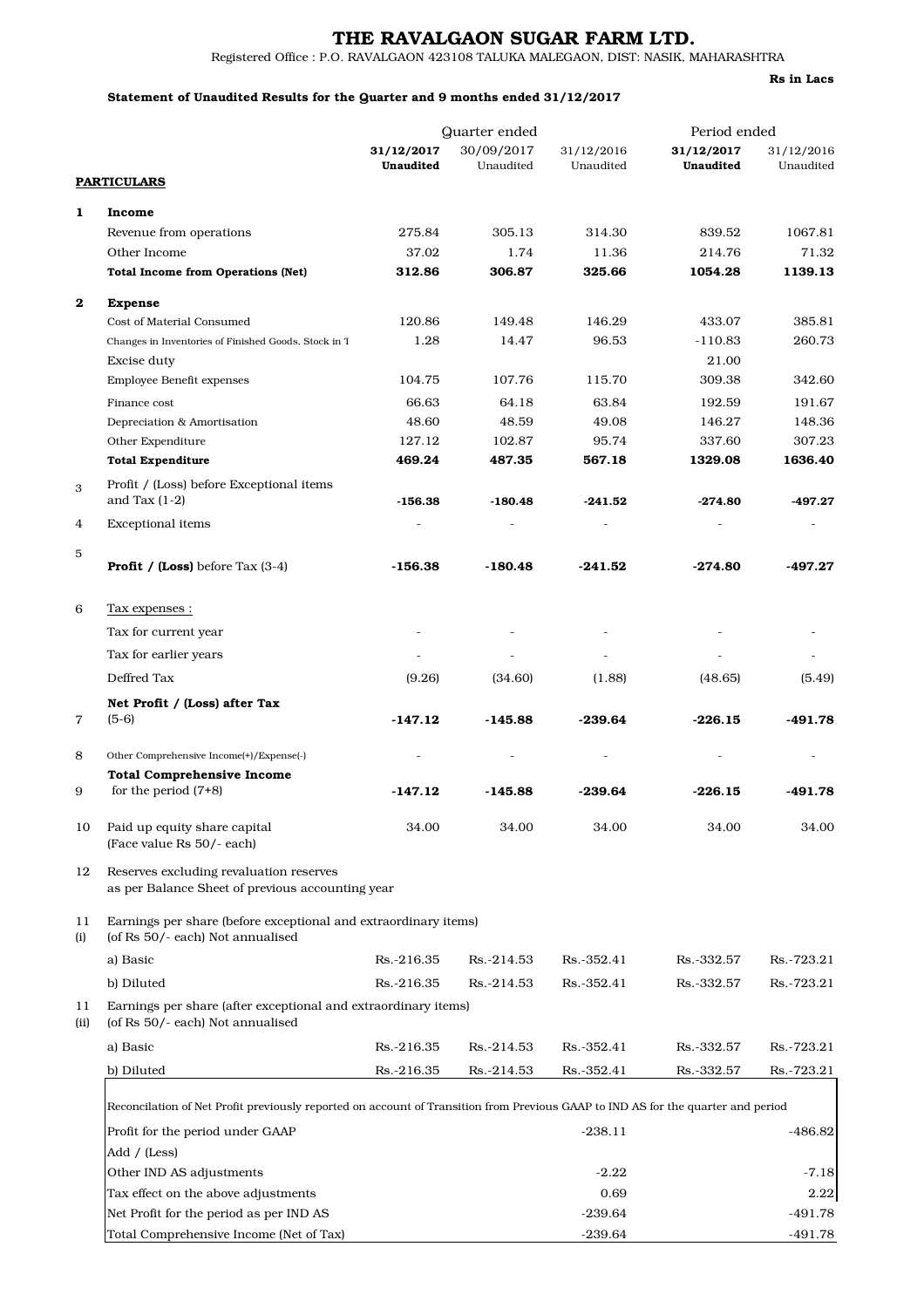# THE RAVALGAON SUGAR FARM LTD.

Registered Office : P.O. RAVALGAON 423108 TALUKA MALEGAON, DIST: NASIK, MAHARASHTRA

**Rs in Lacs**

**Statement of Unaudited Results for the Quarter and 9 months ended 31/12/2017**

| | **PARTICULARS** | Quarter ended | | | Period ended | |
|---|---|---|---|---|---|---|
| | | **31/12/2017 Unaudited** | 30/09/2017 Unaudited | 31/12/2016 Unaudited | **31/12/2017 Unaudited** | 31/12/2016 Unaudited |
| **1** | **Income** | | | | | |
| | Revenue from operations | 275.84 | 305.13 | 314.30 | 839.52 | 1067.81 |
| | Other Income | 37.02 | 1.74 | 11.36 | 214.76 | 71.32 |
| | **Total Income from Operations (Net)** | **312.86** | **306.87** | **325.66** | **1054.28** | **1139.13** |
| **2** | **Expense** | | | | | |
| | Cost of Material Consumed | 120.86 | 149.48 | 146.29 | 433.07 | 385.81 |
| | Changes in Inventories of Finished Goods, Stock in T | 1.28 | 14.47 | 96.53 | -110.83 | 260.73 |
| | Excise duty | | | | 21.00 | |
| | Employee Benefit expenses | 104.75 | 107.76 | 115.70 | 309.38 | 342.60 |
| | Finance cost | 66.63 | 64.18 | 63.84 | 192.59 | 191.67 |
| | Depreciation & Amortisation | 48.60 | 48.59 | 49.08 | 146.27 | 148.36 |
| | Other Expenditure | 127.12 | 102.87 | 95.74 | 337.60 | 307.23 |
| | **Total Expenditure** | **469.24** | **487.35** | **567.18** | **1329.08** | **1636.40** |
| 3 | Profit / (Loss) before Exceptional items and Tax (1-2) | **-156.38** | **-180.48** | **-241.52** | **-274.80** | **-497.27** |
| 4 | Exceptional items | - | - | - | - | - |
| 5 | **Profit / (Loss)** before Tax (3-4) | **-156.38** | **-180.48** | **-241.52** | **-274.80** | **-497.27** |
| 6 | Tax expenses : | | | | | |
| | Tax for current year | - | - | - | - | - |
| | Tax for earlier years | - | - | - | - | - |
| | Deffred Tax | (9.26) | (34.60) | (1.88) | (48.65) | (5.49) |
| 7 | **Net Profit / (Loss) after Tax** (5-6) | **-147.12** | **-145.88** | **-239.64** | **-226.15** | **-491.78** |
| 8 | Other Comprehensive Income(+)/Expense(-) | - | - | - | - | - |
| 9 | **Total Comprehensive Income** for the period (7+8) | **-147.12** | **-145.88** | **-239.64** | **-226.15** | **-491.78** |
| 10 | Paid up equity share capital (Face value Rs 50/- each) | 34.00 | 34.00 | 34.00 | 34.00 | 34.00 |
| 12 | Reserves excluding revaluation reserves as per Balance Sheet of previous accounting year | | | | | |
| 11 (i) | Earnings per share (before exceptional and extraordinary items) (of Rs 50/- each) Not annualised | | | | | |
| | a) Basic | Rs.-216.35 | Rs.-214.53 | Rs.-352.41 | Rs.-332.57 | Rs.-723.21 |
| | b) Diluted | Rs.-216.35 | Rs.-214.53 | Rs.-352.41 | Rs.-332.57 | Rs.-723.21 |
| 11 (ii) | Earnings per share (after exceptional and extraordinary items) (of Rs 50/- each) Not annualised | | | | | |
| | a) Basic | Rs.-216.35 | Rs.-214.53 | Rs.-352.41 | Rs.-332.57 | Rs.-723.21 |
| | b) Diluted | Rs.-216.35 | Rs.-214.53 | Rs.-352.41 | Rs.-332.57 | Rs.-723.21 |

Reconcilation of Net Profit previously reported on account of Transition from Previous GAAP to IND AS for the quarter and period

| | Quarter ended 31/12/2016 | Period ended 31/12/2016 |
|---|---|---|
| Profit for the period under GAAP | -238.11 | -486.82 |
| Add / (Less) | | |
| Other IND AS adjustments | -2.22 | -7.18 |
| Tax effect on the above adjustments | 0.69 | 2.22 |
| Net Profit for the period as per IND AS | -239.64 | -491.78 |
| Total Comprehensive Income (Net of Tax) | -239.64 | -491.78 |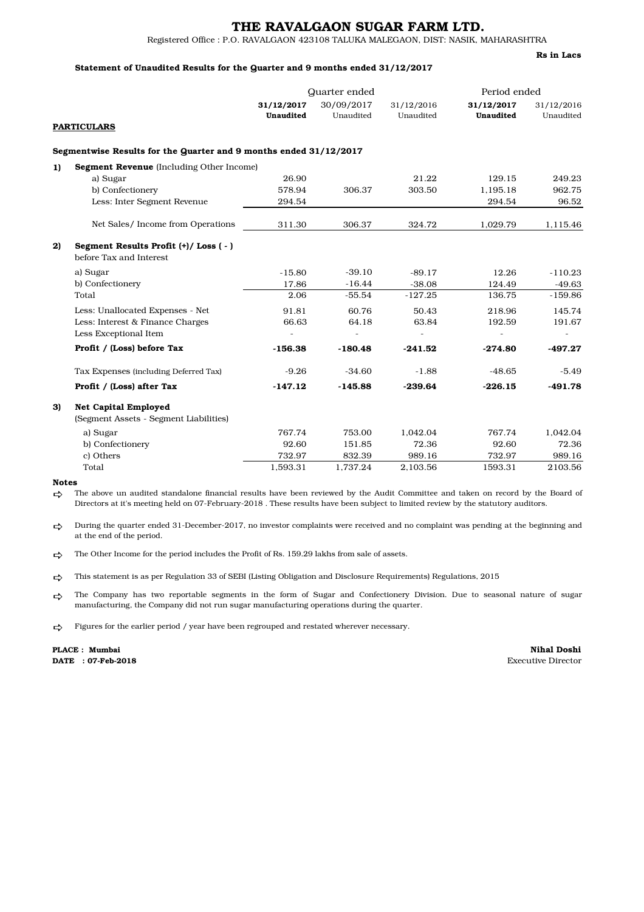# THE RAVALGAON SUGAR FARM LTD.

Registered Office : P.O. RAVALGAON 423108 TALUKA MALEGAON, DIST: NASIK, MAHARASHTRA

**Rs in Lacs**

**Statement of Unaudited Results for the Quarter and 9 months ended 31/12/2017**

| | | Quarter ended | | | Period ended | |
|---|---|---|---|---|---|---|
| | | **31/12/2017** **Unaudited** | 30/09/2017 Unaudited | 31/12/2016 Unaudited | **31/12/2017** **Unaudited** | 31/12/2016 Unaudited |
| | **PARTICULARS** | | | | | |
| | **Segmentwise Results for the Quarter and 9 months ended 31/12/2017** | | | | | |
| **1)** | **Segment Revenue** (Including Other Income) | | | | | |
| | a) Sugar | 26.90 | | 21.22 | 129.15 | 249.23 |
| | b) Confectionery | 578.94 | 306.37 | 303.50 | 1,195.18 | 962.75 |
| | Less: Inter Segment Revenue | 294.54 | | | 294.54 | 96.52 |
| | Net Sales/ Income from Operations | 311.30 | 306.37 | 324.72 | 1,029.79 | 1,115.46 |
| **2)** | **Segment Results Profit (+)/ Loss ( - )** before Tax and Interest | | | | | |
| | a) Sugar | -15.80 | -39.10 | -89.17 | 12.26 | -110.23 |
| | b) Confectionery | 17.86 | -16.44 | -38.08 | 124.49 | -49.63 |
| | Total | 2.06 | -55.54 | -127.25 | 136.75 | -159.86 |
| | Less: Unallocated Expenses - Net | 91.81 | 60.76 | 50.43 | 218.96 | 145.74 |
| | Less: Interest & Finance Charges | 66.63 | 64.18 | 63.84 | 192.59 | 191.67 |
| | Less Exceptional Item | - | - | - | - | - |
| | **Profit / (Loss) before Tax** | **-156.38** | **-180.48** | **-241.52** | **-274.80** | **-497.27** |
| | Tax Expenses (including Deferred Tax) | -9.26 | -34.60 | -1.88 | -48.65 | -5.49 |
| | **Profit / (Loss) after Tax** | **-147.12** | **-145.88** | **-239.64** | **-226.15** | **-491.78** |
| **3)** | **Net Capital Employed** (Segment Assets - Segment Liabilities) | | | | | |
| | a) Sugar | 767.74 | 753.00 | 1,042.04 | 767.74 | 1,042.04 |
| | b) Confectionery | 92.60 | 151.85 | 72.36 | 92.60 | 72.36 |
| | c) Others | 732.97 | 832.39 | 989.16 | 732.97 | 989.16 |
| | Total | 1,593.31 | 1,737.24 | 2,103.56 | 1593.31 | 2103.56 |

**Notes**

- The above un audited standalone financial results have been reviewed by the Audit Committee and taken on record by the Board of Directors at it's meeting held on 07-February-2018 . These results have been subject to limited review by the statutory auditors.
- During the quarter ended 31-December-2017, no investor complaints were received and no complaint was pending at the beginning and at the end of the period.
- The Other Income for the period includes the Profit of Rs. 159.29 lakhs from sale of assets.
- This statement is as per Regulation 33 of SEBI (Listing Obligation and Disclosure Requirements) Regulations, 2015
- The Company has two reportable segments in the form of Sugar and Confectionery Division. Due to seasonal nature of sugar manufacturing, the Company did not run sugar manufacturing operations during the quarter.
- Figures for the earlier period / year have been regrouped and restated wherever necessary.

**PLACE : Mumbai**
**DATE : 07-Feb-2018**

**Nihal Doshi**
Executive Director